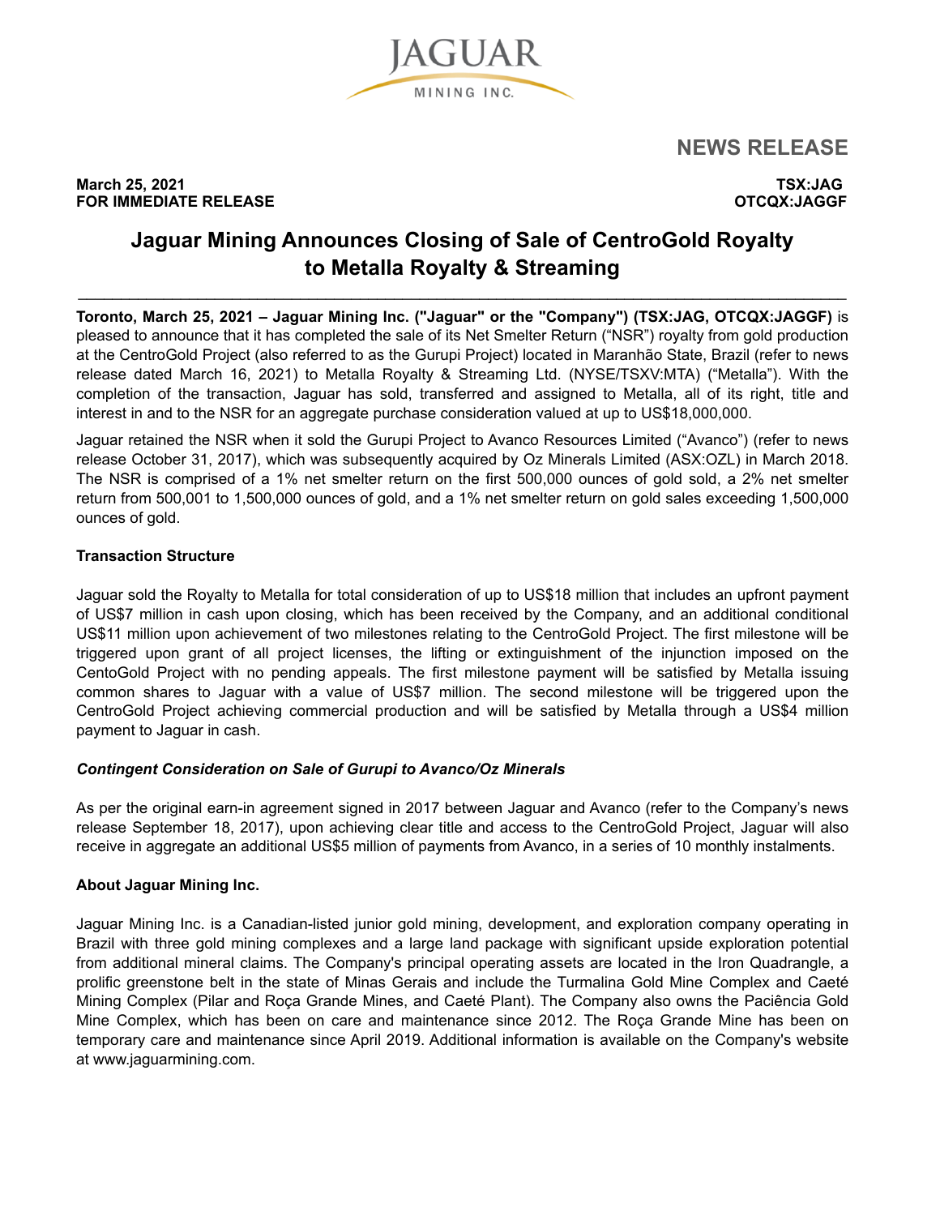JAGUAR

MINING INC.

# NEWS RELEASE

**March 25, 2021**
**FOR IMMEDIATE RELEASE**

**TSX:JAG**
**OTCQX:JAGGF**

# Jaguar Mining Announces Closing of Sale of CentroGold Royalty to Metalla Royalty & Streaming

**Toronto, March 25, 2021 – Jaguar Mining Inc. ("Jaguar" or the "Company") (TSX:JAG, OTCQX:JAGGF)** is pleased to announce that it has completed the sale of its Net Smelter Return ("NSR") royalty from gold production at the CentroGold Project (also referred to as the Gurupi Project) located in Maranhão State, Brazil (refer to news release dated March 16, 2021) to Metalla Royalty & Streaming Ltd. (NYSE/TSXV:MTA) ("Metalla"). With the completion of the transaction, Jaguar has sold, transferred and assigned to Metalla, all of its right, title and interest in and to the NSR for an aggregate purchase consideration valued at up to US$18,000,000.

Jaguar retained the NSR when it sold the Gurupi Project to Avanco Resources Limited ("Avanco") (refer to news release October 31, 2017), which was subsequently acquired by Oz Minerals Limited (ASX:OZL) in March 2018. The NSR is comprised of a 1% net smelter return on the first 500,000 ounces of gold sold, a 2% net smelter return from 500,001 to 1,500,000 ounces of gold, and a 1% net smelter return on gold sales exceeding 1,500,000 ounces of gold.

### Transaction Structure

Jaguar sold the Royalty to Metalla for total consideration of up to US$18 million that includes an upfront payment of US$7 million in cash upon closing, which has been received by the Company, and an additional conditional US$11 million upon achievement of two milestones relating to the CentroGold Project. The first milestone will be triggered upon grant of all project licenses, the lifting or extinguishment of the injunction imposed on the CentoGold Project with no pending appeals. The first milestone payment will be satisfied by Metalla issuing common shares to Jaguar with a value of US$7 million. The second milestone will be triggered upon the CentroGold Project achieving commercial production and will be satisfied by Metalla through a US$4 million payment to Jaguar in cash.

### *Contingent Consideration on Sale of Gurupi to Avanco/Oz Minerals*

As per the original earn-in agreement signed in 2017 between Jaguar and Avanco (refer to the Company's news release September 18, 2017), upon achieving clear title and access to the CentroGold Project, Jaguar will also receive in aggregate an additional US$5 million of payments from Avanco, in a series of 10 monthly instalments.

### About Jaguar Mining Inc.

Jaguar Mining Inc. is a Canadian-listed junior gold mining, development, and exploration company operating in Brazil with three gold mining complexes and a large land package with significant upside exploration potential from additional mineral claims. The Company's principal operating assets are located in the Iron Quadrangle, a prolific greenstone belt in the state of Minas Gerais and include the Turmalina Gold Mine Complex and Caeté Mining Complex (Pilar and Roça Grande Mines, and Caeté Plant). The Company also owns the Paciência Gold Mine Complex, which has been on care and maintenance since 2012. The Roça Grande Mine has been on temporary care and maintenance since April 2019. Additional information is available on the Company's website at www.jaguarmining.com.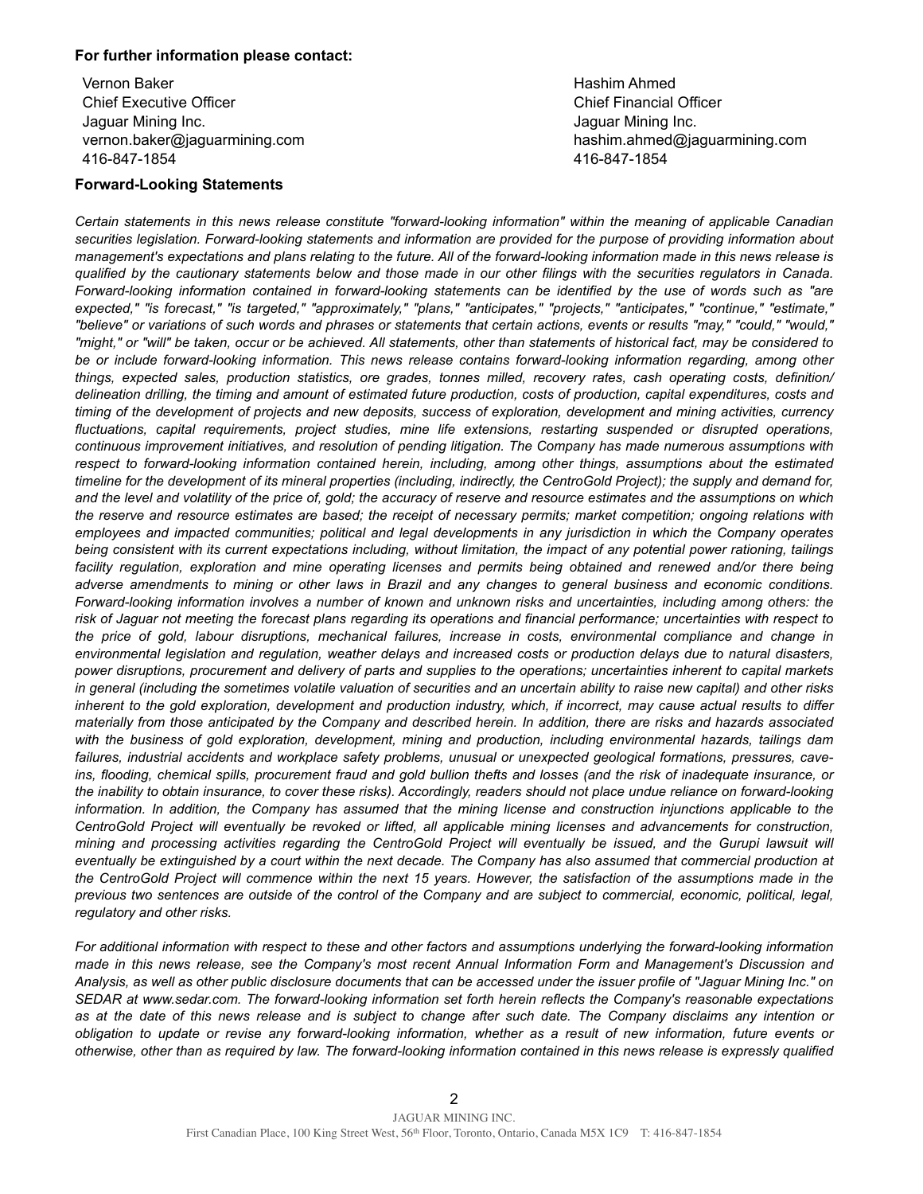**For further information please contact:**

Vernon Baker
Chief Executive Officer
Jaguar Mining Inc.
vernon.baker@jaguarmining.com
416-847-1854

Hashim Ahmed
Chief Financial Officer
Jaguar Mining Inc.
hashim.ahmed@jaguarmining.com
416-847-1854

**Forward-Looking Statements**

*Certain statements in this news release constitute "forward-looking information" within the meaning of applicable Canadian securities legislation. Forward-looking statements and information are provided for the purpose of providing information about management's expectations and plans relating to the future. All of the forward-looking information made in this news release is qualified by the cautionary statements below and those made in our other filings with the securities regulators in Canada. Forward-looking information contained in forward-looking statements can be identified by the use of words such as "are expected," "is forecast," "is targeted," "approximately," "plans," "anticipates," "projects," "anticipates," "continue," "estimate," "believe" or variations of such words and phrases or statements that certain actions, events or results "may," "could," "would," "might," or "will" be taken, occur or be achieved. All statements, other than statements of historical fact, may be considered to be or include forward-looking information. This news release contains forward-looking information regarding, among other things, expected sales, production statistics, ore grades, tonnes milled, recovery rates, cash operating costs, definition/ delineation drilling, the timing and amount of estimated future production, costs of production, capital expenditures, costs and timing of the development of projects and new deposits, success of exploration, development and mining activities, currency fluctuations, capital requirements, project studies, mine life extensions, restarting suspended or disrupted operations, continuous improvement initiatives, and resolution of pending litigation. The Company has made numerous assumptions with respect to forward-looking information contained herein, including, among other things, assumptions about the estimated timeline for the development of its mineral properties (including, indirectly, the CentroGold Project); the supply and demand for, and the level and volatility of the price of, gold; the accuracy of reserve and resource estimates and the assumptions on which the reserve and resource estimates are based; the receipt of necessary permits; market competition; ongoing relations with employees and impacted communities; political and legal developments in any jurisdiction in which the Company operates being consistent with its current expectations including, without limitation, the impact of any potential power rationing, tailings facility regulation, exploration and mine operating licenses and permits being obtained and renewed and/or there being adverse amendments to mining or other laws in Brazil and any changes to general business and economic conditions. Forward-looking information involves a number of known and unknown risks and uncertainties, including among others: the risk of Jaguar not meeting the forecast plans regarding its operations and financial performance; uncertainties with respect to the price of gold, labour disruptions, mechanical failures, increase in costs, environmental compliance and change in environmental legislation and regulation, weather delays and increased costs or production delays due to natural disasters, power disruptions, procurement and delivery of parts and supplies to the operations; uncertainties inherent to capital markets in general (including the sometimes volatile valuation of securities and an uncertain ability to raise new capital) and other risks inherent to the gold exploration, development and production industry, which, if incorrect, may cause actual results to differ materially from those anticipated by the Company and described herein. In addition, there are risks and hazards associated with the business of gold exploration, development, mining and production, including environmental hazards, tailings dam failures, industrial accidents and workplace safety problems, unusual or unexpected geological formations, pressures, cave-ins, flooding, chemical spills, procurement fraud and gold bullion thefts and losses (and the risk of inadequate insurance, or the inability to obtain insurance, to cover these risks). Accordingly, readers should not place undue reliance on forward-looking information. In addition, the Company has assumed that the mining license and construction injunctions applicable to the CentroGold Project will eventually be revoked or lifted, all applicable mining licenses and advancements for construction, mining and processing activities regarding the CentroGold Project will eventually be issued, and the Gurupi lawsuit will eventually be extinguished by a court within the next decade. The Company has also assumed that commercial production at the CentroGold Project will commence within the next 15 years. However, the satisfaction of the assumptions made in the previous two sentences are outside of the control of the Company and are subject to commercial, economic, political, legal, regulatory and other risks.*

*For additional information with respect to these and other factors and assumptions underlying the forward-looking information made in this news release, see the Company's most recent Annual Information Form and Management's Discussion and Analysis, as well as other public disclosure documents that can be accessed under the issuer profile of "Jaguar Mining Inc." on SEDAR at www.sedar.com. The forward-looking information set forth herein reflects the Company's reasonable expectations as at the date of this news release and is subject to change after such date. The Company disclaims any intention or obligation to update or revise any forward-looking information, whether as a result of new information, future events or otherwise, other than as required by law. The forward-looking information contained in this news release is expressly qualified*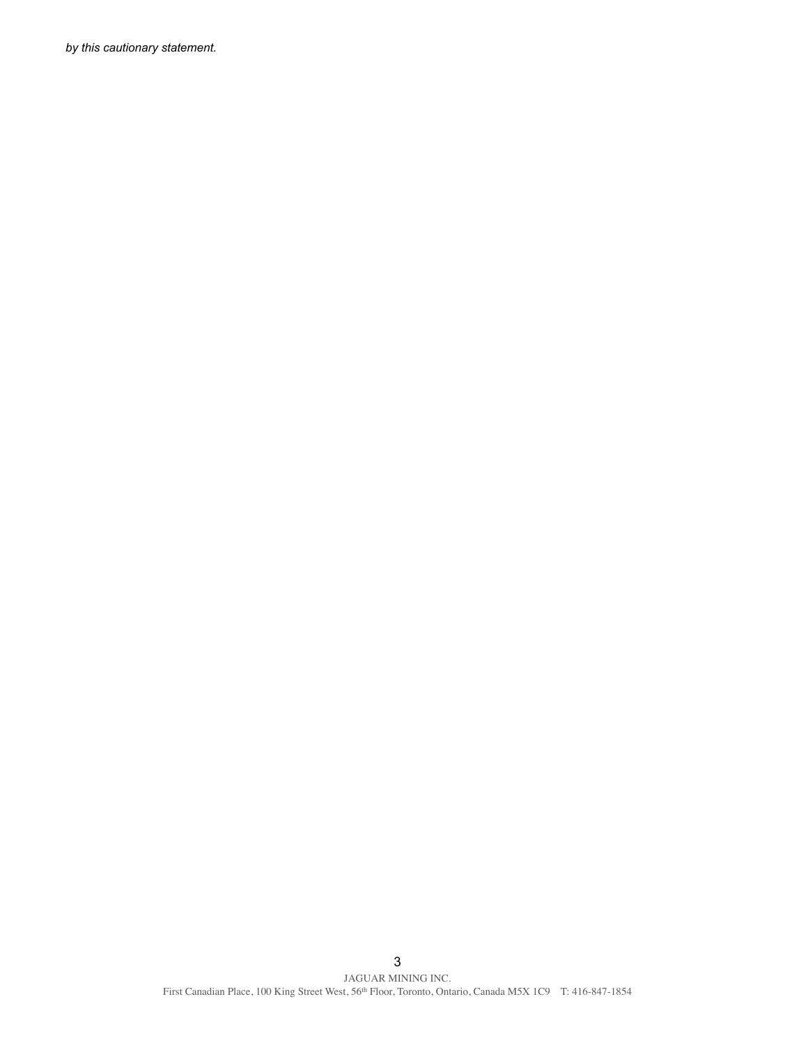*by this cautionary statement.*